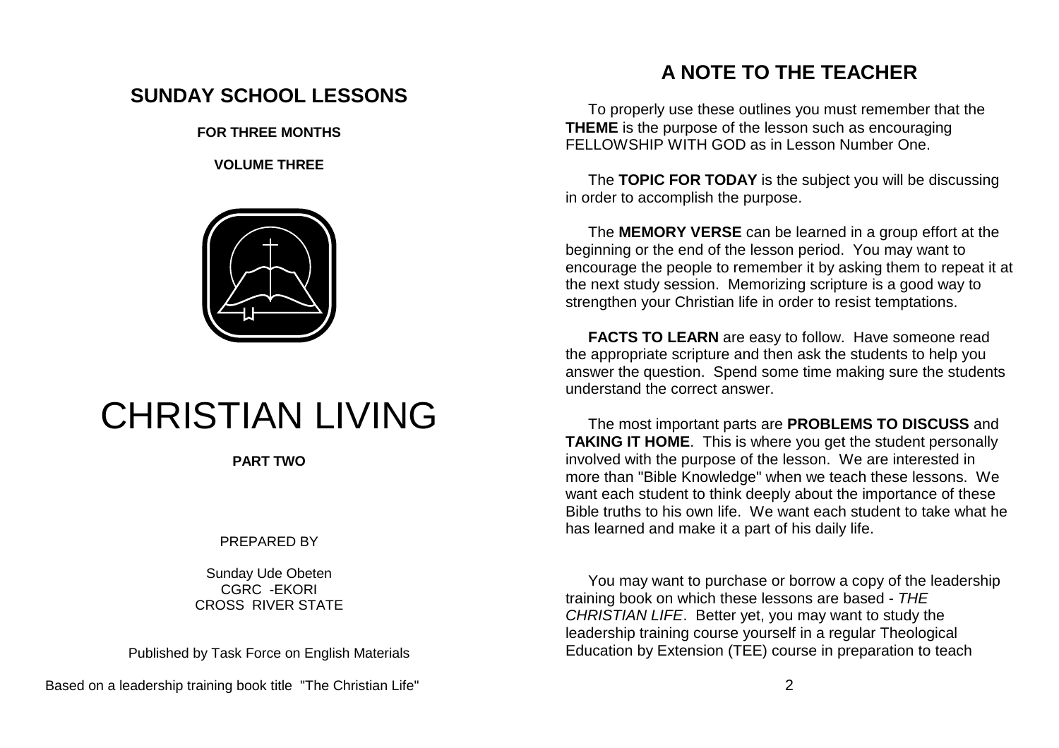## SUNDAY SCHOOL LESSONS

**FOR THREE MONTHS**

**VOLUME THREE**

# CHRISTIAN LIVING

**PART TWO**

PREPARED BY

Sunday Ude Obeten
CGRC -EKORI
CROSS RIVER STATE

Published by Task Force on English Materials

Based on a leadership training book title "The Christian Life"

## A NOTE TO THE TEACHER

To properly use these outlines you must remember that the **THEME** is the purpose of the lesson such as encouraging FELLOWSHIP WITH GOD as in Lesson Number One.

The **TOPIC FOR TODAY** is the subject you will be discussing in order to accomplish the purpose.

The **MEMORY VERSE** can be learned in a group effort at the beginning or the end of the lesson period. You may want to encourage the people to remember it by asking them to repeat it at the next study session. Memorizing scripture is a good way to strengthen your Christian life in order to resist temptations.

**FACTS TO LEARN** are easy to follow. Have someone read the appropriate scripture and then ask the students to help you answer the question. Spend some time making sure the students understand the correct answer.

The most important parts are **PROBLEMS TO DISCUSS** and **TAKING IT HOME**. This is where you get the student personally involved with the purpose of the lesson. We are interested in more than "Bible Knowledge" when we teach these lessons. We want each student to think deeply about the importance of these Bible truths to his own life. We want each student to take what he has learned and make it a part of his daily life.

You may want to purchase or borrow a copy of the leadership training book on which these lessons are based - *THE CHRISTIAN LIFE*. Better yet, you may want to study the leadership training course yourself in a regular Theological Education by Extension (TEE) course in preparation to teach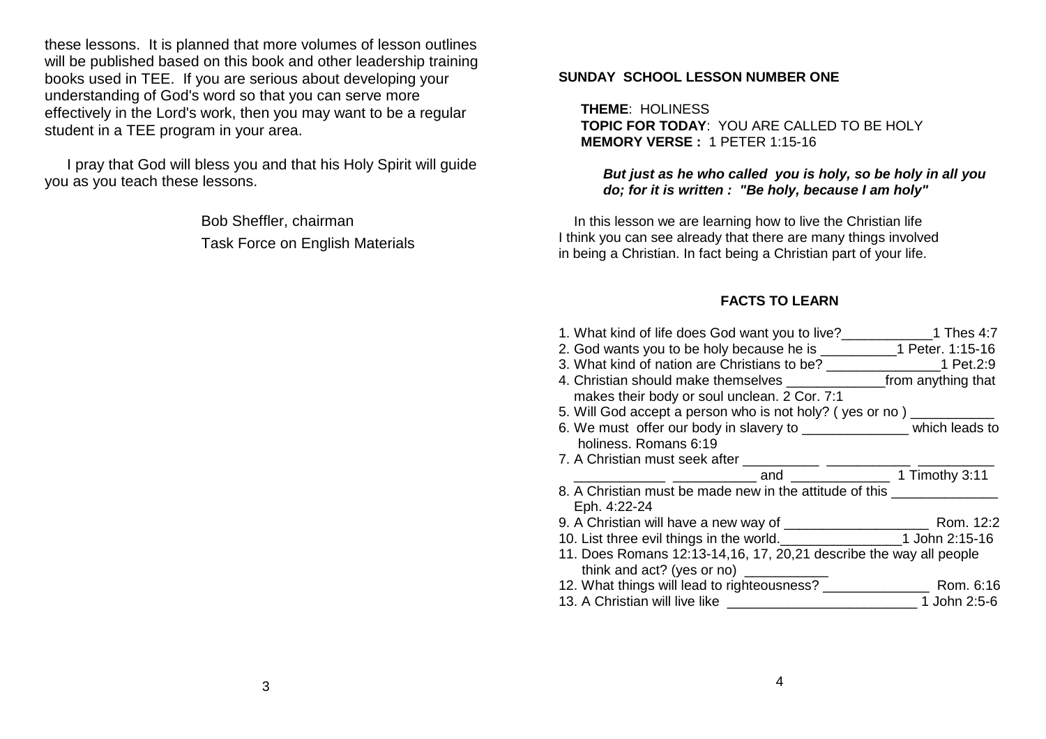these lessons. It is planned that more volumes of lesson outlines will be published based on this book and other leadership training books used in TEE. If you are serious about developing your understanding of God's word so that you can serve more effectively in the Lord's work, then you may want to be a regular student in a TEE program in your area.

I pray that God will bless you and that his Holy Spirit will guide you as you teach these lessons.

Bob Sheffler, chairman
Task Force on English Materials

**SUNDAY SCHOOL LESSON NUMBER ONE**

**THEME**: HOLINESS
**TOPIC FOR TODAY**: YOU ARE CALLED TO BE HOLY
**MEMORY VERSE :** 1 PETER 1:15-16

***But just as he who called you is holy, so be holy in all you do; for it is written : "Be holy, because I am holy"***

In this lesson we are learning how to live the Christian life I think you can see already that there are many things involved in being a Christian. In fact being a Christian part of your life.

**FACTS TO LEARN**

1. What kind of life does God want you to live?____________1 Thes 4:7
2. God wants you to be holy because he is __________1 Peter. 1:15-16
3. What kind of nation are Christians to be? _______________1 Pet.2:9
4. Christian should make themselves _____________from anything that makes their body or soul unclean. 2 Cor. 7:1
5. Will God accept a person who is not holy? ( yes or no ) ___________
6. We must offer our body in slavery to ______________ which leads to holiness. Romans 6:19
7. A Christian must seek after __________ ___________ __________ ____________ ___________ and _____________ 1 Timothy 3:11
8. A Christian must be made new in the attitude of this ______________ Eph. 4:22-24
9. A Christian will have a new way of ___________________ Rom. 12:2
10. List three evil things in the world.________________1 John 2:15-16
11. Does Romans 12:13-14,16, 17, 20,21 describe the way all people think and act? (yes or no) ___________
12. What things will lead to righteousness? ______________ Rom. 6:16
13. A Christian will live like _________________________ 1 John 2:5-6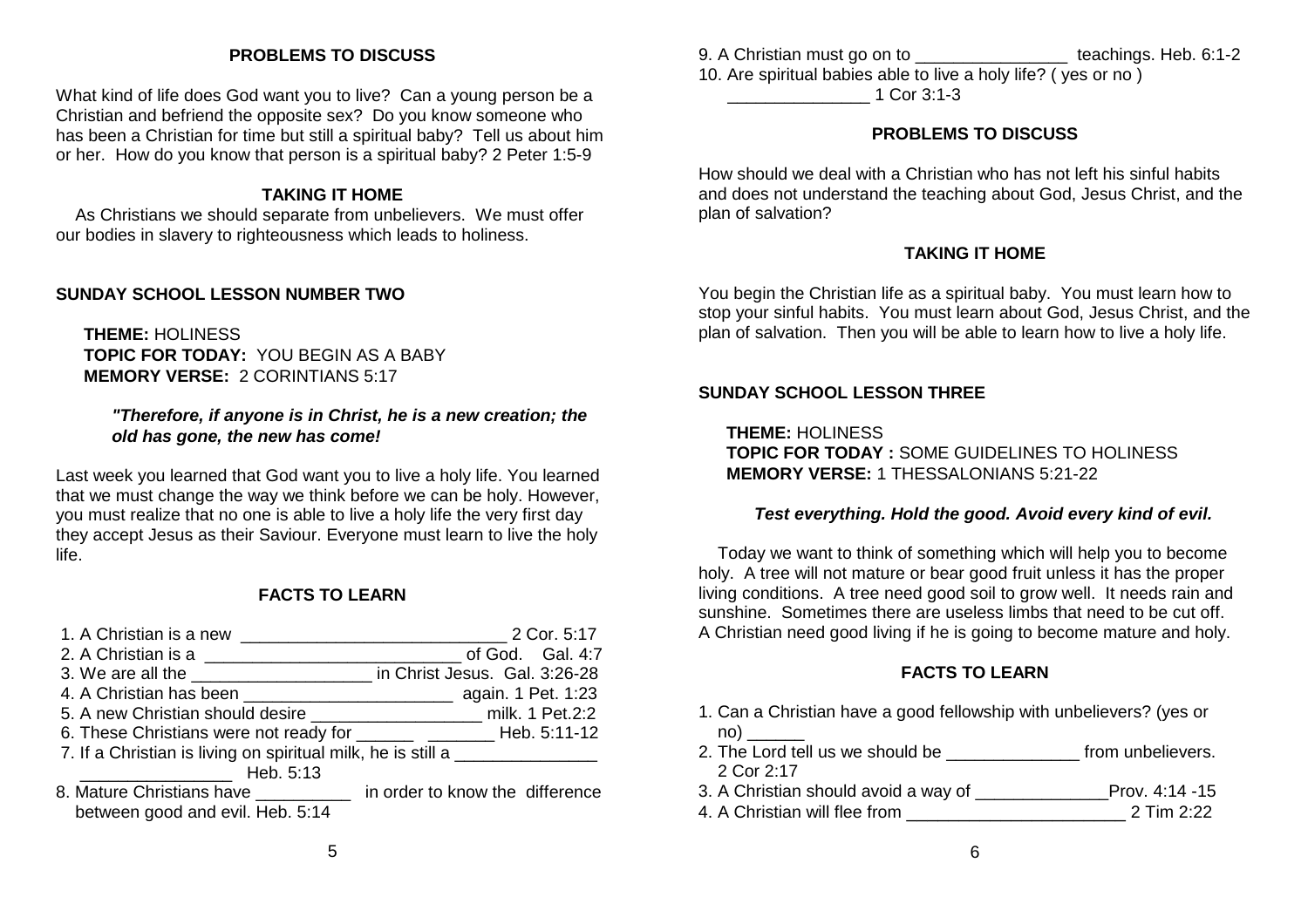### PROBLEMS TO DISCUSS

What kind of life does God want you to live? Can a young person be a Christian and befriend the opposite sex? Do you know someone who has been a Christian for time but still a spiritual baby? Tell us about him or her. How do you know that person is a spiritual baby? 2 Peter 1:5-9

### TAKING IT HOME

As Christians we should separate from unbelievers. We must offer our bodies in slavery to righteousness which leads to holiness.

## SUNDAY SCHOOL LESSON NUMBER TWO

**THEME:** HOLINESS
**TOPIC FOR TODAY:** YOU BEGIN AS A BABY
**MEMORY VERSE:** 2 CORINTIANS 5:17

***"Therefore, if anyone is in Christ, he is a new creation; the old has gone, the new has come!***

Last week you learned that God want you to live a holy life. You learned that we must change the way we think before we can be holy. However, you must realize that no one is able to live a holy life the very first day they accept Jesus as their Saviour. Everyone must learn to live the holy life.

### FACTS TO LEARN

1. A Christian is a new _____________________________ 2 Cor. 5:17
2. A Christian is a ___________________________ of God. Gal. 4:7
3. We are all the ___________________ in Christ Jesus. Gal. 3:26-28
4. A Christian has been ______________________ again. 1 Pet. 1:23
5. A new Christian should desire __________________ milk. 1 Pet.2:2
6. These Christians were not ready for ______ _______ Heb. 5:11-12
7. If a Christian is living on spiritual milk, he is still a _______________ ________________ Heb. 5:13
8. Mature Christians have __________ in order to know the difference between good and evil. Heb. 5:14
9. A Christian must go on to ________________ teachings. Heb. 6:1-2
10. Are spiritual babies able to live a holy life? ( yes or no ) _______________ 1 Cor 3:1-3

### PROBLEMS TO DISCUSS

How should we deal with a Christian who has not left his sinful habits and does not understand the teaching about God, Jesus Christ, and the plan of salvation?

### TAKING IT HOME

You begin the Christian life as a spiritual baby. You must learn how to stop your sinful habits. You must learn about God, Jesus Christ, and the plan of salvation. Then you will be able to learn how to live a holy life.

## SUNDAY SCHOOL LESSON THREE

**THEME:** HOLINESS
**TOPIC FOR TODAY :** SOME GUIDELINES TO HOLINESS
**MEMORY VERSE:** 1 THESSALONIANS 5:21-22

***Test everything. Hold the good. Avoid every kind of evil.***

Today we want to think of something which will help you to become holy. A tree will not mature or bear good fruit unless it has the proper living conditions. A tree need good soil to grow well. It needs rain and sunshine. Sometimes there are useless limbs that need to be cut off. A Christian need good living if he is going to become mature and holy.

### FACTS TO LEARN

1. Can a Christian have a good fellowship with unbelievers? (yes or no) ______
2. The Lord tell us we should be ______________ from unbelievers. 2 Cor 2:17
3. A Christian should avoid a way of ______________Prov. 4:14 -15
4. A Christian will flee from _______________________ 2 Tim 2:22